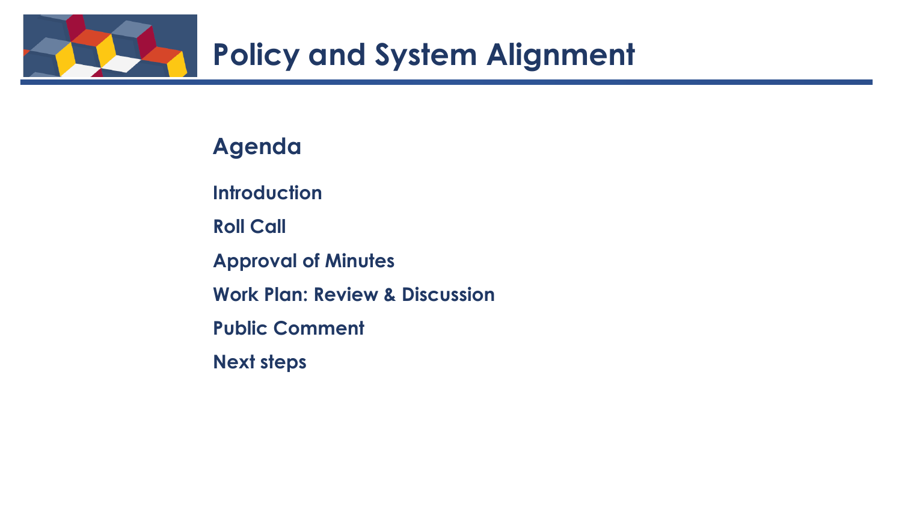# Policy and System Alignment

## Agenda

**Introduction**

**Roll Call**

**Approval of Minutes**

**Work Plan: Review & Discussion**

**Public Comment**

**Next steps**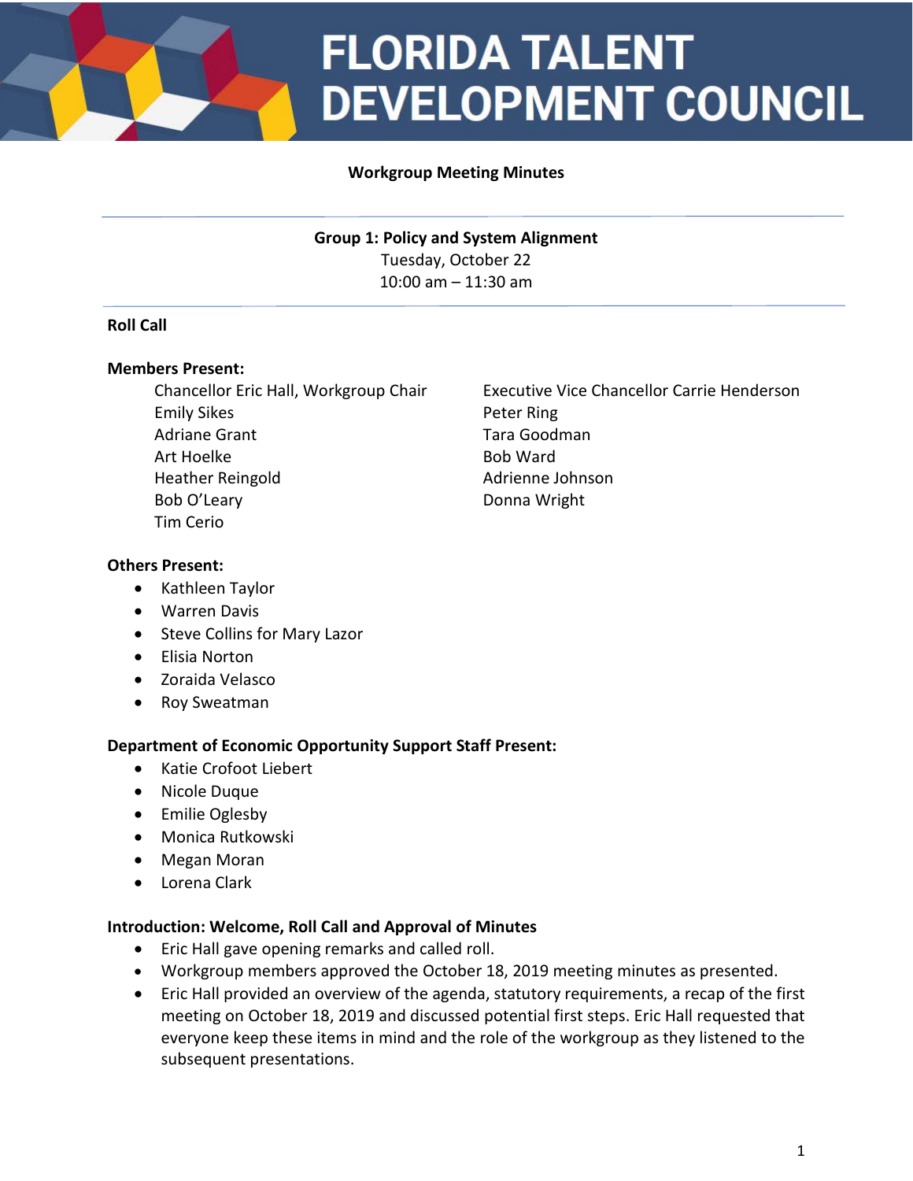# FLORIDA TALENT DEVELOPMENT COUNCIL

**Workgroup Meeting Minutes**

---

**Group 1: Policy and System Alignment**
Tuesday, October 22
10:00 am – 11:30 am

---

**Roll Call**

**Members Present:**

Chancellor Eric Hall, Workgroup Chair
Emily Sikes
Adriane Grant
Art Hoelke
Heather Reingold
Bob O'Leary
Tim Cerio
Executive Vice Chancellor Carrie Henderson
Peter Ring
Tara Goodman
Bob Ward
Adrienne Johnson
Donna Wright

**Others Present:**

- Kathleen Taylor
- Warren Davis
- Steve Collins for Mary Lazor
- Elisia Norton
- Zoraida Velasco
- Roy Sweatman

**Department of Economic Opportunity Support Staff Present:**

- Katie Crofoot Liebert
- Nicole Duque
- Emilie Oglesby
- Monica Rutkowski
- Megan Moran
- Lorena Clark

**Introduction: Welcome, Roll Call and Approval of Minutes**

- Eric Hall gave opening remarks and called roll.
- Workgroup members approved the October 18, 2019 meeting minutes as presented.
- Eric Hall provided an overview of the agenda, statutory requirements, a recap of the first meeting on October 18, 2019 and discussed potential first steps. Eric Hall requested that everyone keep these items in mind and the role of the workgroup as they listened to the subsequent presentations.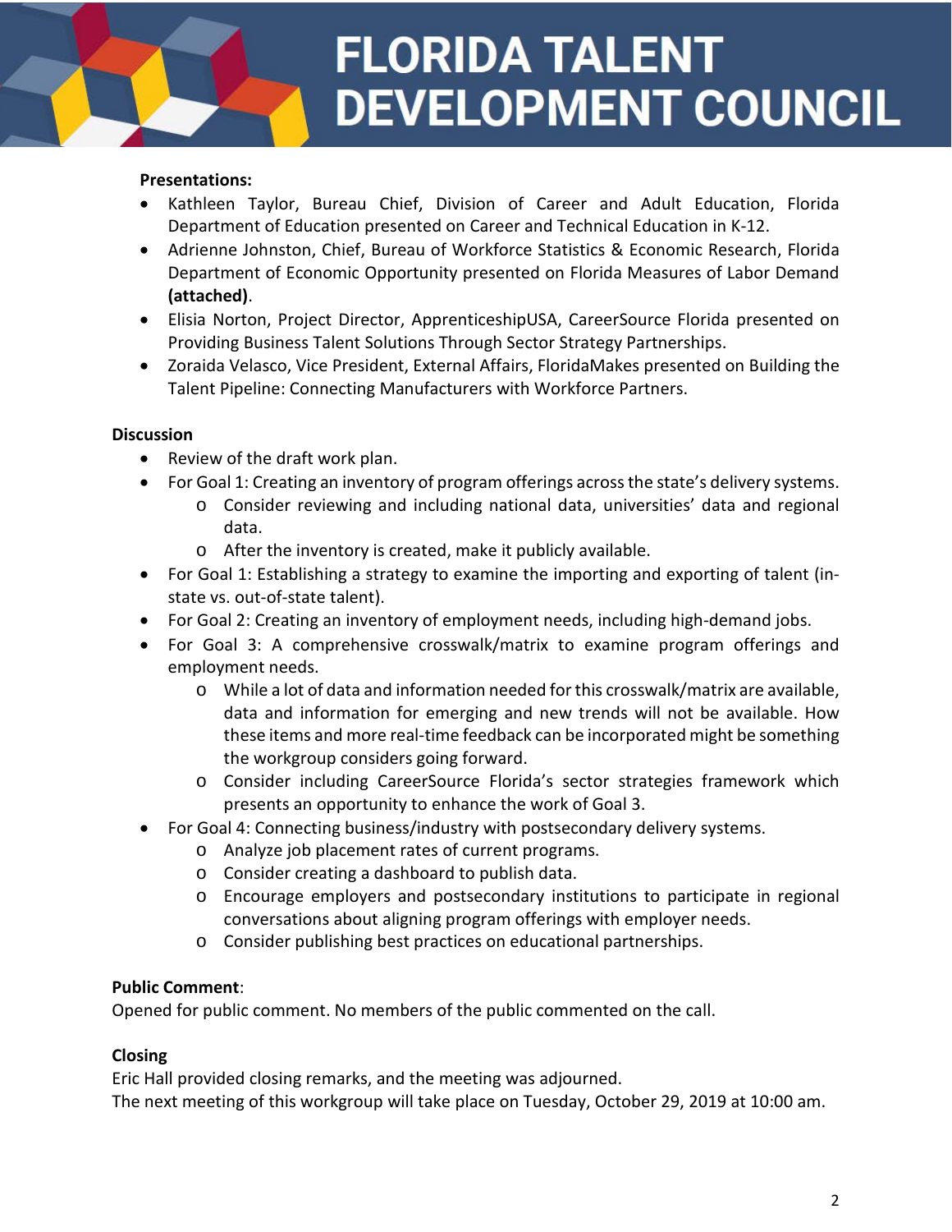**Presentations:**

- Kathleen Taylor, Bureau Chief, Division of Career and Adult Education, Florida Department of Education presented on Career and Technical Education in K-12.
- Adrienne Johnston, Chief, Bureau of Workforce Statistics & Economic Research, Florida Department of Economic Opportunity presented on Florida Measures of Labor Demand **(attached)**.
- Elisia Norton, Project Director, ApprenticeshipUSA, CareerSource Florida presented on Providing Business Talent Solutions Through Sector Strategy Partnerships.
- Zoraida Velasco, Vice President, External Affairs, FloridaMakes presented on Building the Talent Pipeline: Connecting Manufacturers with Workforce Partners.

**Discussion**

- Review of the draft work plan.
- For Goal 1: Creating an inventory of program offerings across the state's delivery systems.
  - Consider reviewing and including national data, universities' data and regional data.
  - After the inventory is created, make it publicly available.
- For Goal 1: Establishing a strategy to examine the importing and exporting of talent (in-state vs. out-of-state talent).
- For Goal 2: Creating an inventory of employment needs, including high-demand jobs.
- For Goal 3: A comprehensive crosswalk/matrix to examine program offerings and employment needs.
  - While a lot of data and information needed for this crosswalk/matrix are available, data and information for emerging and new trends will not be available. How these items and more real-time feedback can be incorporated might be something the workgroup considers going forward.
  - Consider including CareerSource Florida's sector strategies framework which presents an opportunity to enhance the work of Goal 3.
- For Goal 4: Connecting business/industry with postsecondary delivery systems.
  - Analyze job placement rates of current programs.
  - Consider creating a dashboard to publish data.
  - Encourage employers and postsecondary institutions to participate in regional conversations about aligning program offerings with employer needs.
  - Consider publishing best practices on educational partnerships.

**Public Comment**:

Opened for public comment. No members of the public commented on the call.

**Closing**

Eric Hall provided closing remarks, and the meeting was adjourned.
The next meeting of this workgroup will take place on Tuesday, October 29, 2019 at 10:00 am.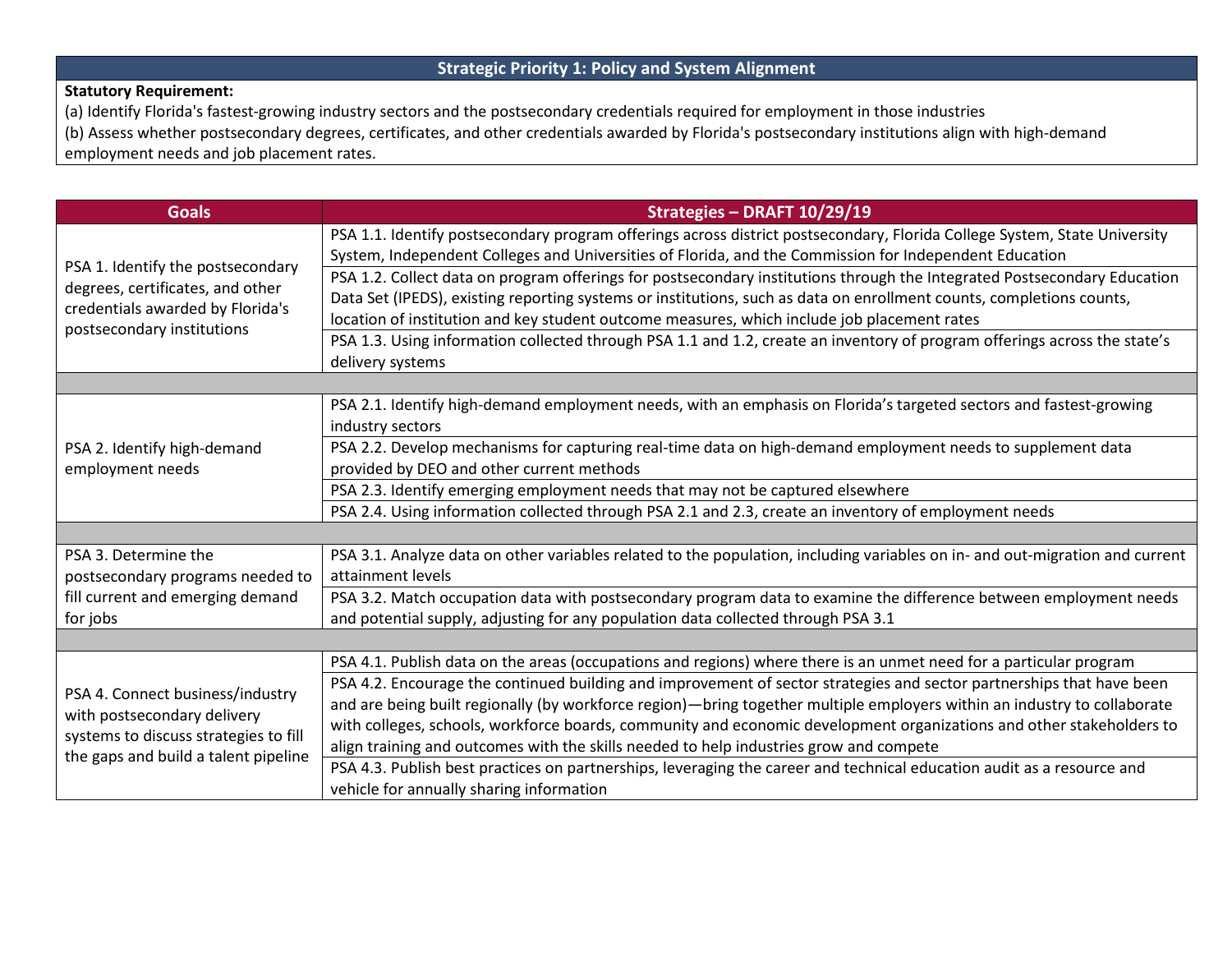## Strategic Priority 1: Policy and System Alignment

**Statutory Requirement:**

(a) Identify Florida's fastest-growing industry sectors and the postsecondary credentials required for employment in those industries

(b) Assess whether postsecondary degrees, certificates, and other credentials awarded by Florida's postsecondary institutions align with high-demand employment needs and job placement rates.

| Goals | Strategies – DRAFT 10/29/19 |
|---|---|
| PSA 1. Identify the postsecondary degrees, certificates, and other credentials awarded by Florida's postsecondary institutions | PSA 1.1. Identify postsecondary program offerings across district postsecondary, Florida College System, State University System, Independent Colleges and Universities of Florida, and the Commission for Independent Education |
| | PSA 1.2. Collect data on program offerings for postsecondary institutions through the Integrated Postsecondary Education Data Set (IPEDS), existing reporting systems or institutions, such as data on enrollment counts, completions counts, location of institution and key student outcome measures, which include job placement rates |
| | PSA 1.3. Using information collected through PSA 1.1 and 1.2, create an inventory of program offerings across the state's delivery systems |
| | |
| PSA 2. Identify high-demand employment needs | PSA 2.1. Identify high-demand employment needs, with an emphasis on Florida's targeted sectors and fastest-growing industry sectors |
| | PSA 2.2. Develop mechanisms for capturing real-time data on high-demand employment needs to supplement data provided by DEO and other current methods |
| | PSA 2.3. Identify emerging employment needs that may not be captured elsewhere |
| | PSA 2.4. Using information collected through PSA 2.1 and 2.3, create an inventory of employment needs |
| | |
| PSA 3. Determine the postsecondary programs needed to fill current and emerging demand for jobs | PSA 3.1. Analyze data on other variables related to the population, including variables on in- and out-migration and current attainment levels |
| | PSA 3.2. Match occupation data with postsecondary program data to examine the difference between employment needs and potential supply, adjusting for any population data collected through PSA 3.1 |
| | |
| PSA 4. Connect business/industry with postsecondary delivery systems to discuss strategies to fill the gaps and build a talent pipeline | PSA 4.1. Publish data on the areas (occupations and regions) where there is an unmet need for a particular program |
| | PSA 4.2. Encourage the continued building and improvement of sector strategies and sector partnerships that have been and are being built regionally (by workforce region)—bring together multiple employers within an industry to collaborate with colleges, schools, workforce boards, community and economic development organizations and other stakeholders to align training and outcomes with the skills needed to help industries grow and compete |
| | PSA 4.3. Publish best practices on partnerships, leveraging the career and technical education audit as a resource and vehicle for annually sharing information |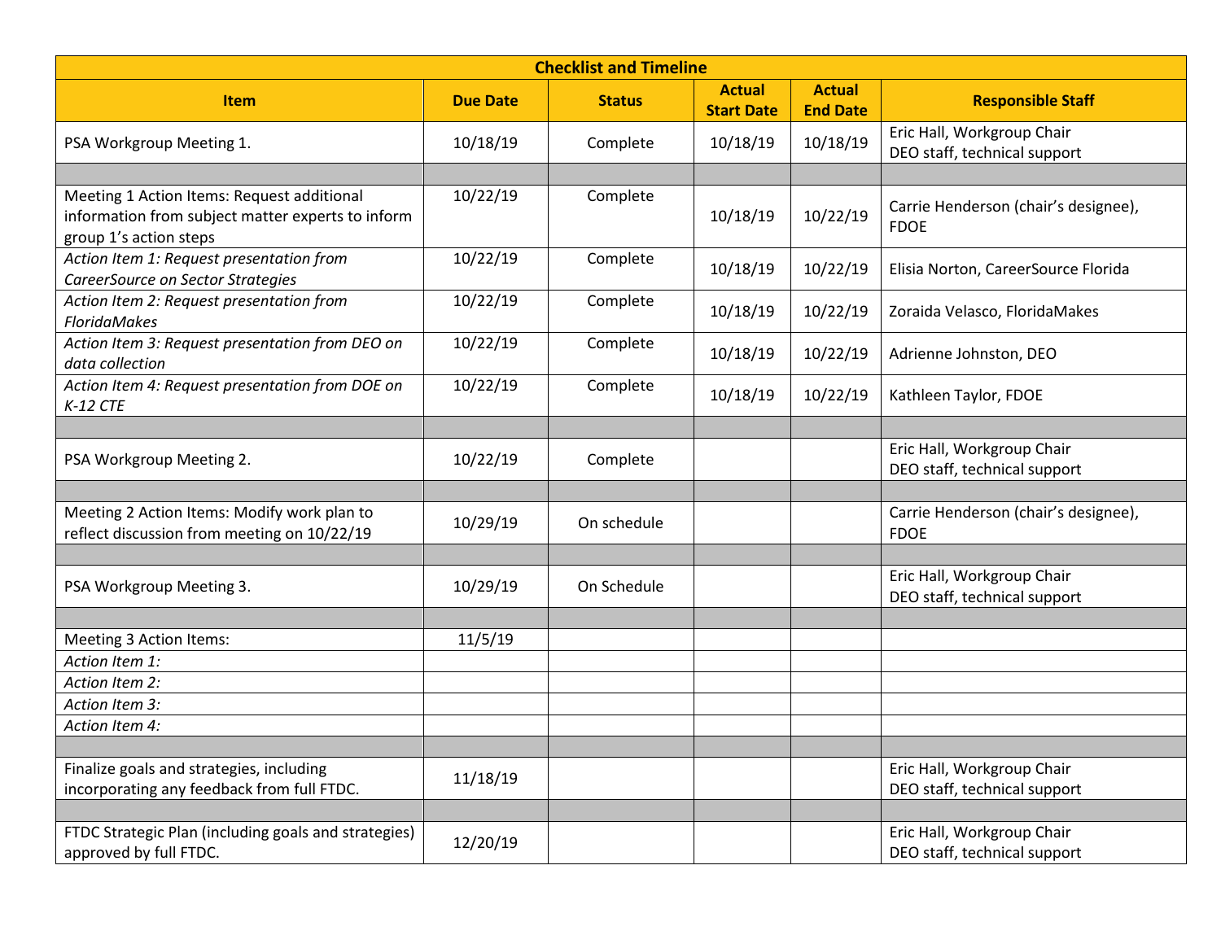| Checklist and Timeline | | | | | |
|---|---|---|---|---|---|
| **Item** | **Due Date** | **Status** | **Actual Start Date** | **Actual End Date** | **Responsible Staff** |
| PSA Workgroup Meeting 1. | 10/18/19 | Complete | 10/18/19 | 10/18/19 | Eric Hall, Workgroup Chair<br>DEO staff, technical support |
| | | | | | |
| Meeting 1 Action Items: Request additional information from subject matter experts to inform group 1's action steps | 10/22/19 | Complete | 10/18/19 | 10/22/19 | Carrie Henderson (chair's designee), FDOE |
| *Action Item 1: Request presentation from CareerSource on Sector Strategies* | 10/22/19 | Complete | 10/18/19 | 10/22/19 | Elisia Norton, CareerSource Florida |
| *Action Item 2: Request presentation from FloridaMakes* | 10/22/19 | Complete | 10/18/19 | 10/22/19 | Zoraida Velasco, FloridaMakes |
| *Action Item 3: Request presentation from DEO on data collection* | 10/22/19 | Complete | 10/18/19 | 10/22/19 | Adrienne Johnston, DEO |
| *Action Item 4: Request presentation from DOE on K-12 CTE* | 10/22/19 | Complete | 10/18/19 | 10/22/19 | Kathleen Taylor, FDOE |
| | | | | | |
| PSA Workgroup Meeting 2. | 10/22/19 | Complete | | | Eric Hall, Workgroup Chair<br>DEO staff, technical support |
| | | | | | |
| Meeting 2 Action Items: Modify work plan to reflect discussion from meeting on 10/22/19 | 10/29/19 | On schedule | | | Carrie Henderson (chair's designee), FDOE |
| | | | | | |
| PSA Workgroup Meeting 3. | 10/29/19 | On Schedule | | | Eric Hall, Workgroup Chair<br>DEO staff, technical support |
| | | | | | |
| Meeting 3 Action Items: | 11/5/19 | | | | |
| *Action Item 1:* | | | | | |
| *Action Item 2:* | | | | | |
| *Action Item 3:* | | | | | |
| *Action Item 4:* | | | | | |
| | | | | | |
| Finalize goals and strategies, including incorporating any feedback from full FTDC. | 11/18/19 | | | | Eric Hall, Workgroup Chair<br>DEO staff, technical support |
| | | | | | |
| FTDC Strategic Plan (including goals and strategies) approved by full FTDC. | 12/20/19 | | | | Eric Hall, Workgroup Chair<br>DEO staff, technical support |